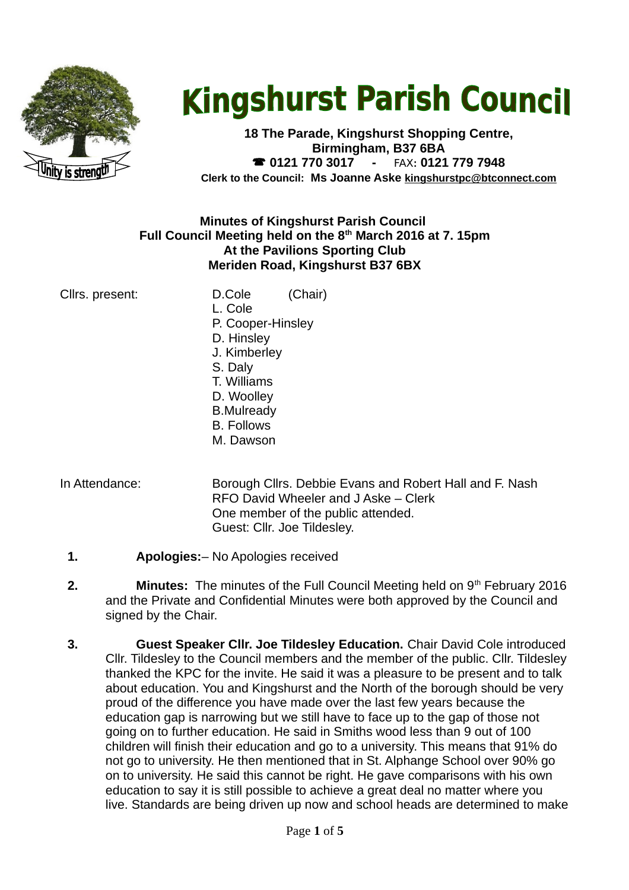# Kingshurst Parish Council

**18 The Parade, Kingshurst Shopping Centre, Birmingham, B37 6BA**
**☎ 0121 770 3017 - FAX: 0121 779 7948**
**Clerk to the Council: Ms Joanne Aske kingshurstpc@btconnect.com**

**Minutes of Kingshurst Parish Council**
**Full Council Meeting held on the 8th March 2016 at 7. 15pm**
**At the Pavilions Sporting Club**
**Meriden Road, Kingshurst B37 6BX**

Cllrs. present:
D.Cole (Chair)
L. Cole
P. Cooper-Hinsley
D. Hinsley
J. Kimberley
S. Daly
T. Williams
D. Woolley
B.Mulready
B. Follows
M. Dawson

In Attendance:
Borough Cllrs. Debbie Evans and Robert Hall and F. Nash
RFO David Wheeler and J Aske – Clerk
One member of the public attended.
Guest: Cllr. Joe Tildesley.

1. **Apologies:**– No Apologies received

2. **Minutes:** The minutes of the Full Council Meeting held on 9th February 2016 and the Private and Confidential Minutes were both approved by the Council and signed by the Chair.

3. **Guest Speaker Cllr. Joe Tildesley Education.** Chair David Cole introduced Cllr. Tildesley to the Council members and the member of the public. Cllr. Tildesley thanked the KPC for the invite. He said it was a pleasure to be present and to talk about education. You and Kingshurst and the North of the borough should be very proud of the difference you have made over the last few years because the education gap is narrowing but we still have to face up to the gap of those not going on to further education. He said in Smiths wood less than 9 out of 100 children will finish their education and go to a university. This means that 91% do not go to university. He then mentioned that in St. Alphange School over 90% go on to university. He said this cannot be right. He gave comparisons with his own education to say it is still possible to achieve a great deal no matter where you live. Standards are being driven up now and school heads are determined to make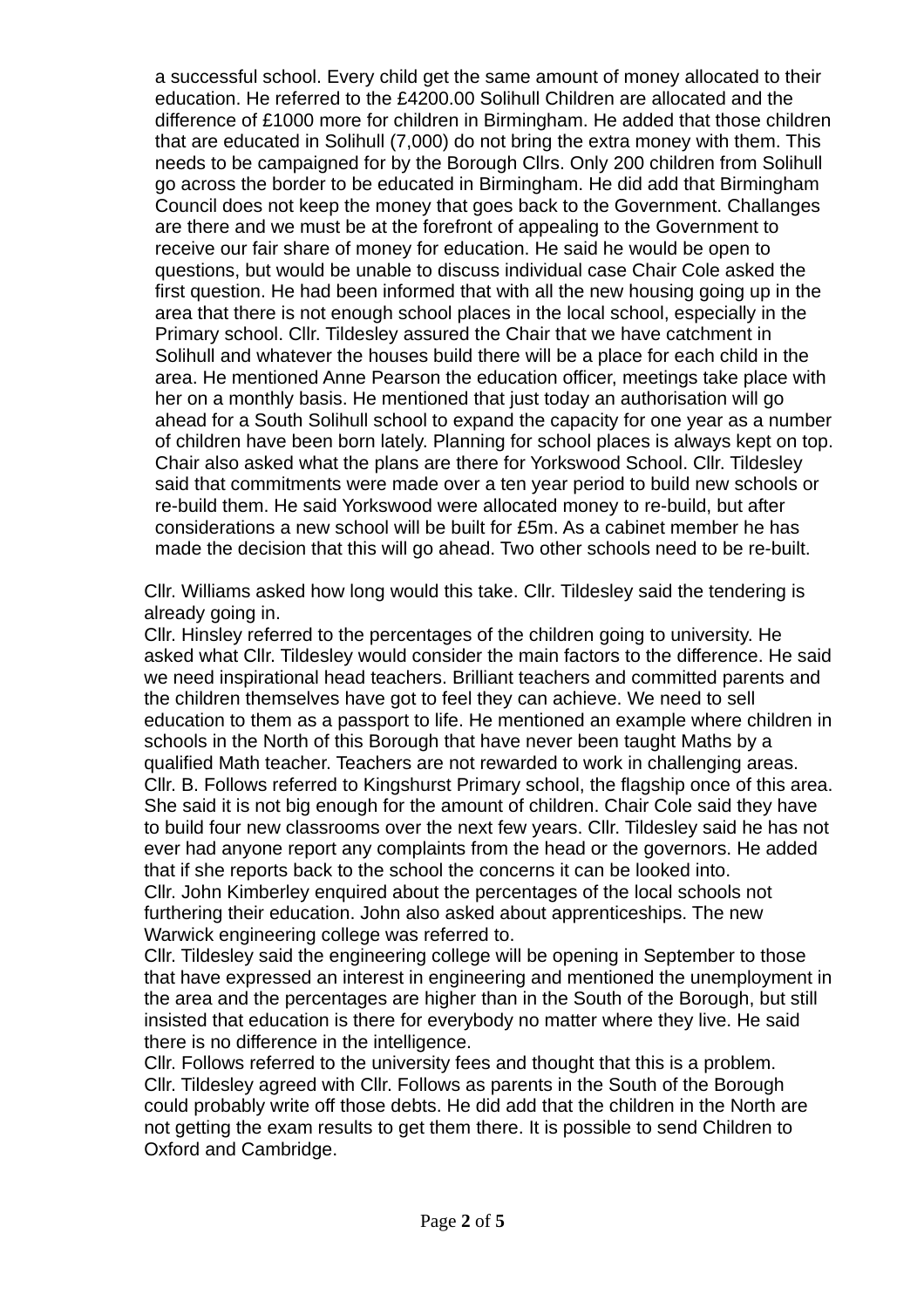a successful school. Every child get the same amount of money allocated to their education. He referred to the £4200.00 Solihull Children are allocated and the difference of £1000 more for children in Birmingham. He added that those children that are educated in Solihull (7,000) do not bring the extra money with them. This needs to be campaigned for by the Borough Cllrs. Only 200 children from Solihull go across the border to be educated in Birmingham. He did add that Birmingham Council does not keep the money that goes back to the Government. Challanges are there and we must be at the forefront of appealing to the Government to receive our fair share of money for education. He said he would be open to questions, but would be unable to discuss individual case Chair Cole asked the first question. He had been informed that with all the new housing going up in the area that there is not enough school places in the local school, especially in the Primary school. Cllr. Tildesley assured the Chair that we have catchment in Solihull and whatever the houses build there will be a place for each child in the area. He mentioned Anne Pearson the education officer, meetings take place with her on a monthly basis. He mentioned that just today an authorisation will go ahead for a South Solihull school to expand the capacity for one year as a number of children have been born lately. Planning for school places is always kept on top. Chair also asked what the plans are there for Yorkswood School. Cllr. Tildesley said that commitments were made over a ten year period to build new schools or re-build them. He said Yorkswood were allocated money to re-build, but after considerations a new school will be built for £5m. As a cabinet member he has made the decision that this will go ahead. Two other schools need to be re-built.

Cllr. Williams asked how long would this take. Cllr. Tildesley said the tendering is already going in.
Cllr. Hinsley referred to the percentages of the children going to university. He asked what Cllr. Tildesley would consider the main factors to the difference. He said we need inspirational head teachers. Brilliant teachers and committed parents and the children themselves have got to feel they can achieve. We need to sell education to them as a passport to life. He mentioned an example where children in schools in the North of this Borough that have never been taught Maths by a qualified Math teacher. Teachers are not rewarded to work in challenging areas.
Cllr. B. Follows referred to Kingshurst Primary school, the flagship once of this area. She said it is not big enough for the amount of children. Chair Cole said they have to build four new classrooms over the next few years. Cllr. Tildesley said he has not ever had anyone report any complaints from the head or the governors. He added that if she reports back to the school the concerns it can be looked into.
Cllr. John Kimberley enquired about the percentages of the local schools not furthering their education. John also asked about apprenticeships. The new Warwick engineering college was referred to.
Cllr. Tildesley said the engineering college will be opening in September to those that have expressed an interest in engineering and mentioned the unemployment in the area and the percentages are higher than in the South of the Borough, but still insisted that education is there for everybody no matter where they live. He said there is no difference in the intelligence.
Cllr. Follows referred to the university fees and thought that this is a problem.
Cllr. Tildesley agreed with Cllr. Follows as parents in the South of the Borough could probably write off those debts. He did add that the children in the North are not getting the exam results to get them there. It is possible to send Children to Oxford and Cambridge.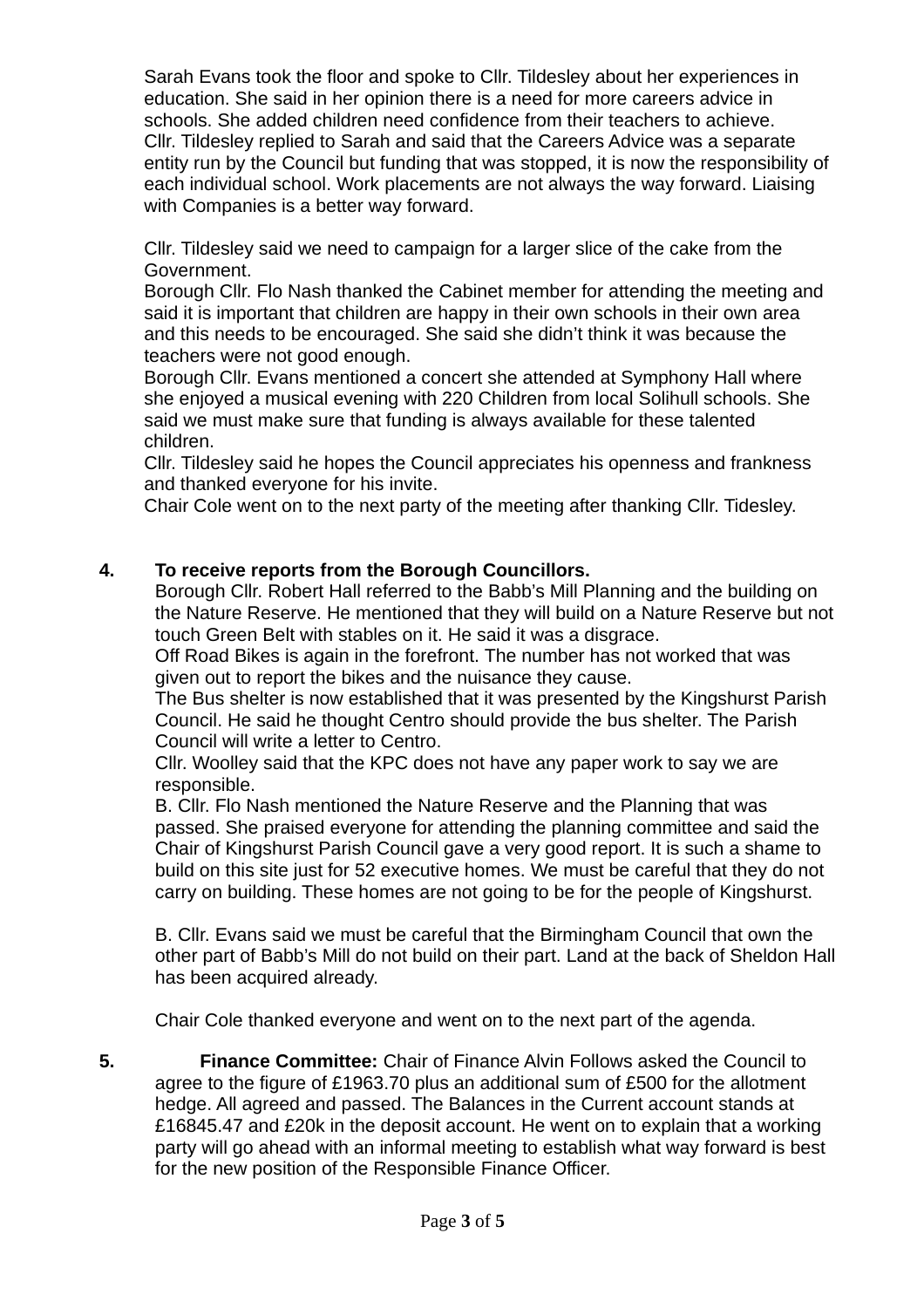Sarah Evans took the floor and spoke to Cllr. Tildesley about her experiences in education. She said in her opinion there is a need for more careers advice in schools. She added children need confidence from their teachers to achieve. Cllr. Tildesley replied to Sarah and said that the Careers Advice was a separate entity run by the Council but funding that was stopped, it is now the responsibility of each individual school. Work placements are not always the way forward. Liaising with Companies is a better way forward.

Cllr. Tildesley said we need to campaign for a larger slice of the cake from the Government.
Borough Cllr. Flo Nash thanked the Cabinet member for attending the meeting and said it is important that children are happy in their own schools in their own area and this needs to be encouraged. She said she didn't think it was because the teachers were not good enough.
Borough Cllr. Evans mentioned a concert she attended at Symphony Hall where she enjoyed a musical evening with 220 Children from local Solihull schools. She said we must make sure that funding is always available for these talented children.
Cllr. Tildesley said he hopes the Council appreciates his openness and frankness and thanked everyone for his invite.
Chair Cole went on to the next party of the meeting after thanking Cllr. Tidesley.

**4. To receive reports from the Borough Councillors.**

Borough Cllr. Robert Hall referred to the Babb's Mill Planning and the building on the Nature Reserve. He mentioned that they will build on a Nature Reserve but not touch Green Belt with stables on it. He said it was a disgrace.
Off Road Bikes is again in the forefront. The number has not worked that was given out to report the bikes and the nuisance they cause.
The Bus shelter is now established that it was presented by the Kingshurst Parish Council. He said he thought Centro should provide the bus shelter. The Parish Council will write a letter to Centro.
Cllr. Woolley said that the KPC does not have any paper work to say we are responsible.
B. Cllr. Flo Nash mentioned the Nature Reserve and the Planning that was passed. She praised everyone for attending the planning committee and said the Chair of Kingshurst Parish Council gave a very good report. It is such a shame to build on this site just for 52 executive homes. We must be careful that they do not carry on building. These homes are not going to be for the people of Kingshurst.

B. Cllr. Evans said we must be careful that the Birmingham Council that own the other part of Babb's Mill do not build on their part. Land at the back of Sheldon Hall has been acquired already.

Chair Cole thanked everyone and went on to the next part of the agenda.

**5. Finance Committee:** Chair of Finance Alvin Follows asked the Council to agree to the figure of £1963.70 plus an additional sum of £500 for the allotment hedge. All agreed and passed. The Balances in the Current account stands at £16845.47 and £20k in the deposit account. He went on to explain that a working party will go ahead with an informal meeting to establish what way forward is best for the new position of the Responsible Finance Officer.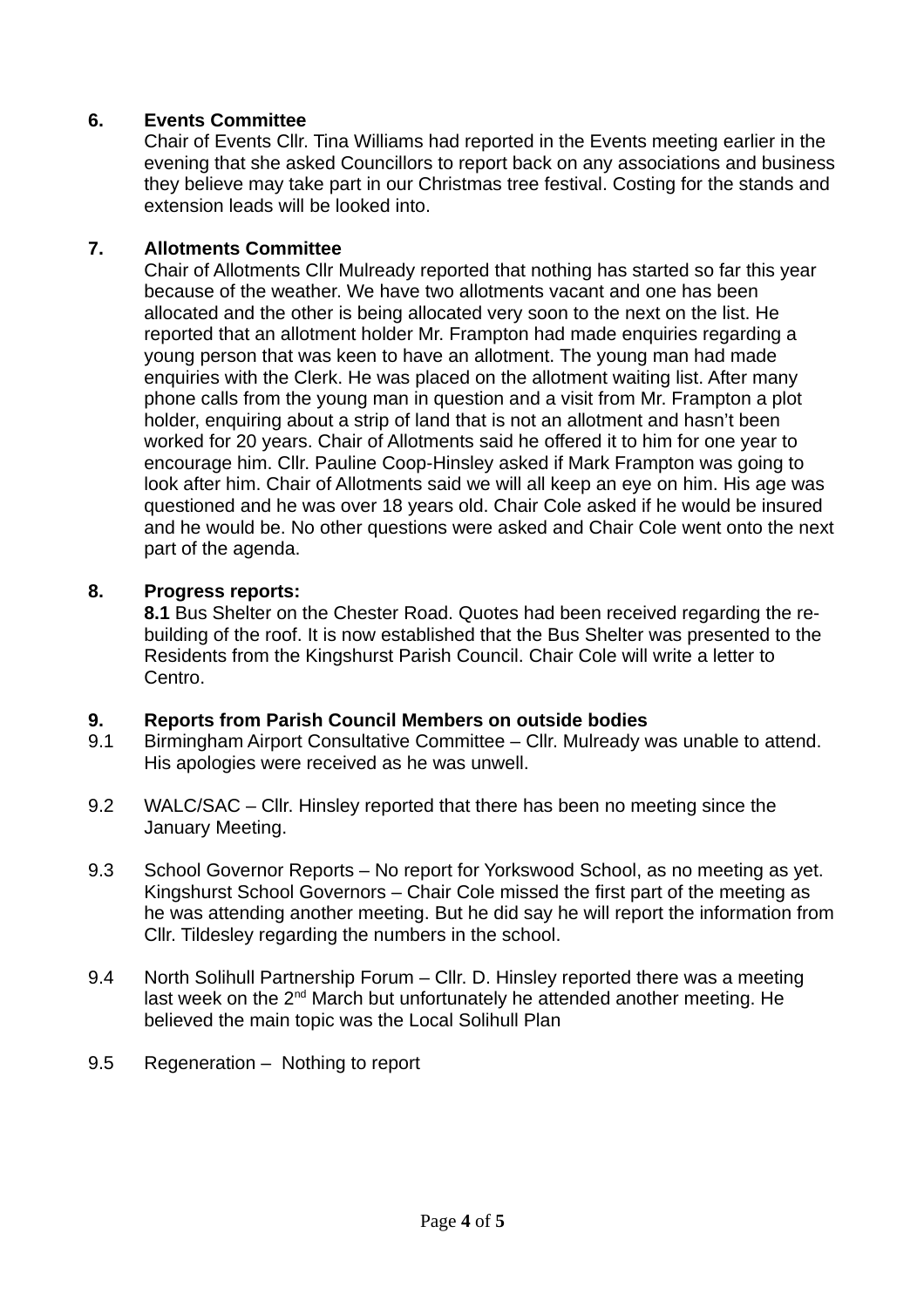**6. Events Committee**

Chair of Events Cllr. Tina Williams had reported in the Events meeting earlier in the evening that she asked Councillors to report back on any associations and business they believe may take part in our Christmas tree festival. Costing for the stands and extension leads will be looked into.

**7. Allotments Committee**

Chair of Allotments Cllr Mulready reported that nothing has started so far this year because of the weather. We have two allotments vacant and one has been allocated and the other is being allocated very soon to the next on the list. He reported that an allotment holder Mr. Frampton had made enquiries regarding a young person that was keen to have an allotment. The young man had made enquiries with the Clerk. He was placed on the allotment waiting list. After many phone calls from the young man in question and a visit from Mr. Frampton a plot holder, enquiring about a strip of land that is not an allotment and hasn't been worked for 20 years. Chair of Allotments said he offered it to him for one year to encourage him. Cllr. Pauline Coop-Hinsley asked if Mark Frampton was going to look after him. Chair of Allotments said we will all keep an eye on him. His age was questioned and he was over 18 years old. Chair Cole asked if he would be insured and he would be. No other questions were asked and Chair Cole went onto the next part of the agenda.

**8. Progress reports:**

**8.1** Bus Shelter on the Chester Road. Quotes had been received regarding the re-building of the roof. It is now established that the Bus Shelter was presented to the Residents from the Kingshurst Parish Council. Chair Cole will write a letter to Centro.

**9. Reports from Parish Council Members on outside bodies**

9.1 Birmingham Airport Consultative Committee – Cllr. Mulready was unable to attend. His apologies were received as he was unwell.

9.2 WALC/SAC – Cllr. Hinsley reported that there has been no meeting since the January Meeting.

9.3 School Governor Reports – No report for Yorkswood School, as no meeting as yet. Kingshurst School Governors – Chair Cole missed the first part of the meeting as he was attending another meeting. But he did say he will report the information from Cllr. Tildesley regarding the numbers in the school.

9.4 North Solihull Partnership Forum – Cllr. D. Hinsley reported there was a meeting last week on the 2nd March but unfortunately he attended another meeting. He believed the main topic was the Local Solihull Plan

9.5 Regeneration – Nothing to report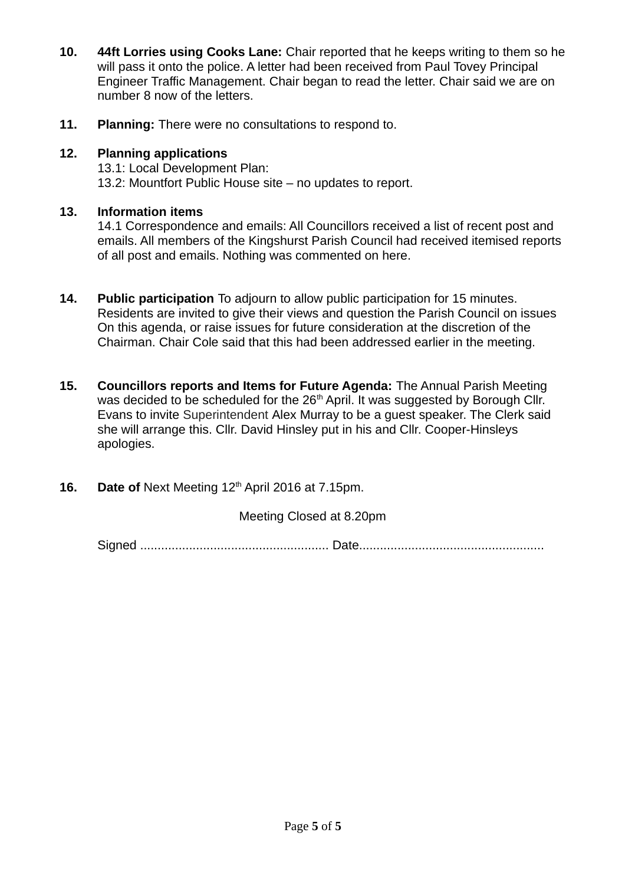10. **44ft Lorries using Cooks Lane:** Chair reported that he keeps writing to them so he will pass it onto the police. A letter had been received from Paul Tovey Principal Engineer Traffic Management. Chair began to read the letter. Chair said we are on number 8 now of the letters.

11. **Planning:** There were no consultations to respond to.

12. **Planning applications**
    13.1: Local Development Plan:
    13.2: Mountfort Public House site – no updates to report.

13. **Information items**
    14.1 Correspondence and emails: All Councillors received a list of recent post and emails. All members of the Kingshurst Parish Council had received itemised reports of all post and emails. Nothing was commented on here.

14. **Public participation** To adjourn to allow public participation for 15 minutes. Residents are invited to give their views and question the Parish Council on issues On this agenda, or raise issues for future consideration at the discretion of the Chairman. Chair Cole said that this had been addressed earlier in the meeting.

15. **Councillors reports and Items for Future Agenda:** The Annual Parish Meeting was decided to be scheduled for the 26th April. It was suggested by Borough Cllr. Evans to invite Superintendent Alex Murray to be a guest speaker. The Clerk said she will arrange this. Cllr. David Hinsley put in his and Cllr. Cooper-Hinsleys apologies.

16. **Date of** Next Meeting 12th April 2016 at 7.15pm.

Meeting Closed at 8.20pm

Signed ..................................................... Date....................................................